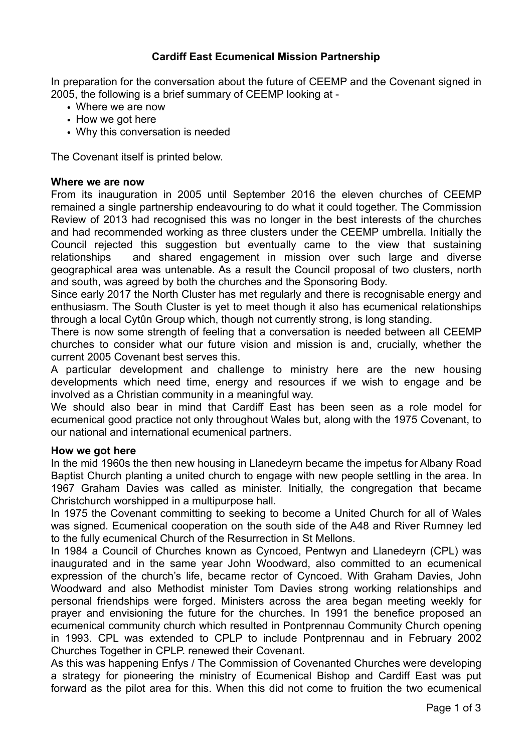# Cardiff East Ecumenical Mission Partnership

In preparation for the conversation about the future of CEEMP and the Covenant signed in 2005, the following is a brief summary of CEEMP looking at -

- Where we are now
- How we got here
- Why this conversation is needed

The Covenant itself is printed below.

**Where we are now**

From its inauguration in 2005 until September 2016 the eleven churches of CEEMP remained a single partnership endeavouring to do what it could together. The Commission Review of 2013 had recognised this was no longer in the best interests of the churches and had recommended working as three clusters under the CEEMP umbrella. Initially the Council rejected this suggestion but eventually came to the view that sustaining relationships and shared engagement in mission over such large and diverse geographical area was untenable. As a result the Council proposal of two clusters, north and south, was agreed by both the churches and the Sponsoring Body.

Since early 2017 the North Cluster has met regularly and there is recognisable energy and enthusiasm. The South Cluster is yet to meet though it also has ecumenical relationships through a local Cytûn Group which, though not currently strong, is long standing.

There is now some strength of feeling that a conversation is needed between all CEEMP churches to consider what our future vision and mission is and, crucially, whether the current 2005 Covenant best serves this.

A particular development and challenge to ministry here are the new housing developments which need time, energy and resources if we wish to engage and be involved as a Christian community in a meaningful way.

We should also bear in mind that Cardiff East has been seen as a role model for ecumenical good practice not only throughout Wales but, along with the 1975 Covenant, to our national and international ecumenical partners.

**How we got here**

In the mid 1960s the then new housing in Llanedeyrn became the impetus for Albany Road Baptist Church planting a united church to engage with new people settling in the area. In 1967 Graham Davies was called as minister. Initially, the congregation that became Christchurch worshipped in a multipurpose hall.

In 1975 the Covenant committing to seeking to become a United Church for all of Wales was signed. Ecumenical cooperation on the south side of the A48 and River Rumney led to the fully ecumenical Church of the Resurrection in St Mellons.

In 1984 a Council of Churches known as Cyncoed, Pentwyn and Llanedeyrn (CPL) was inaugurated and in the same year John Woodward, also committed to an ecumenical expression of the church's life, became rector of Cyncoed. With Graham Davies, John Woodward and also Methodist minister Tom Davies strong working relationships and personal friendships were forged. Ministers across the area began meeting weekly for prayer and envisioning the future for the churches. In 1991 the benefice proposed an ecumenical community church which resulted in Pontprennau Community Church opening in 1993. CPL was extended to CPLP to include Pontprennau and in February 2002 Churches Together in CPLP. renewed their Covenant.

As this was happening Enfys / The Commission of Covenanted Churches were developing a strategy for pioneering the ministry of Ecumenical Bishop and Cardiff East was put forward as the pilot area for this. When this did not come to fruition the two ecumenical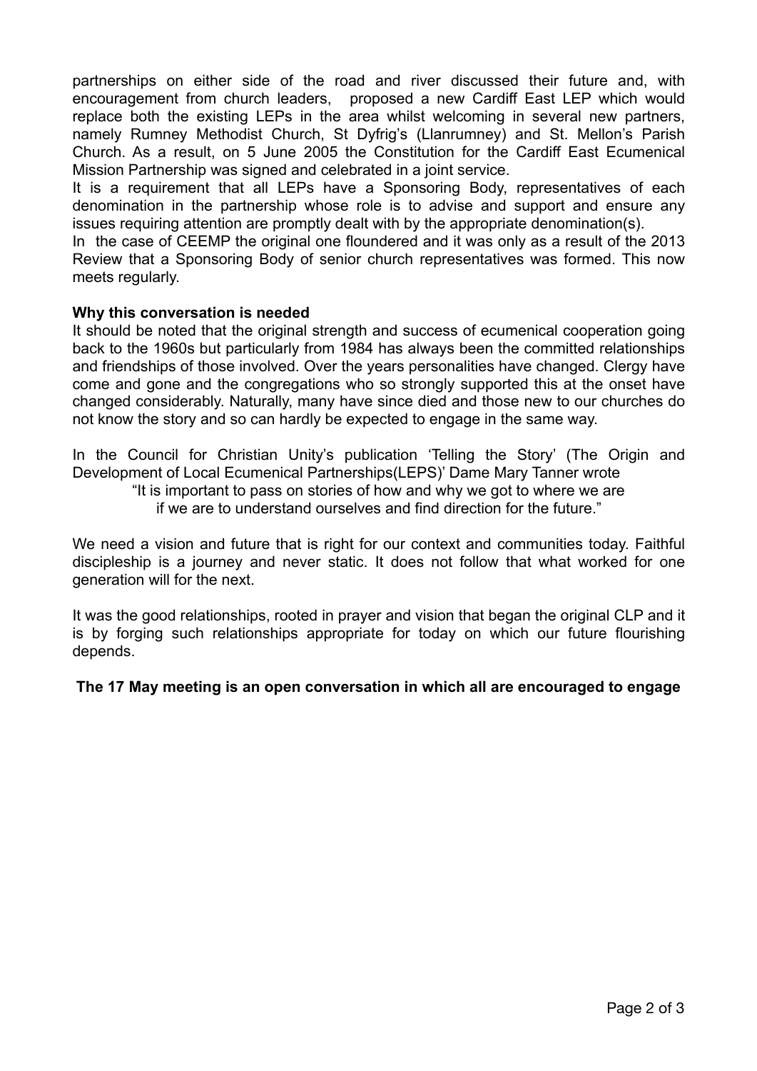partnerships on either side of the road and river discussed their future and, with encouragement from church leaders, proposed a new Cardiff East LEP which would replace both the existing LEPs in the area whilst welcoming in several new partners, namely Rumney Methodist Church, St Dyfrig's (Llanrumney) and St. Mellon's Parish Church. As a result, on 5 June 2005 the Constitution for the Cardiff East Ecumenical Mission Partnership was signed and celebrated in a joint service.

It is a requirement that all LEPs have a Sponsoring Body, representatives of each denomination in the partnership whose role is to advise and support and ensure any issues requiring attention are promptly dealt with by the appropriate denomination(s).

In the case of CEEMP the original one floundered and it was only as a result of the 2013 Review that a Sponsoring Body of senior church representatives was formed. This now meets regularly.

**Why this conversation is needed**

It should be noted that the original strength and success of ecumenical cooperation going back to the 1960s but particularly from 1984 has always been the committed relationships and friendships of those involved. Over the years personalities have changed. Clergy have come and gone and the congregations who so strongly supported this at the onset have changed considerably. Naturally, many have since died and those new to our churches do not know the story and so can hardly be expected to engage in the same way.

In the Council for Christian Unity's publication 'Telling the Story' (The Origin and Development of Local Ecumenical Partnerships(LEPS)' Dame Mary Tanner wrote

> "It is important to pass on stories of how and why we got to where we are if we are to understand ourselves and find direction for the future."

We need a vision and future that is right for our context and communities today. Faithful discipleship is a journey and never static. It does not follow that what worked for one generation will for the next.

It was the good relationships, rooted in prayer and vision that began the original CLP and it is by forging such relationships appropriate for today on which our future flourishing depends.

**The 17 May meeting is an open conversation in which all are encouraged to engage**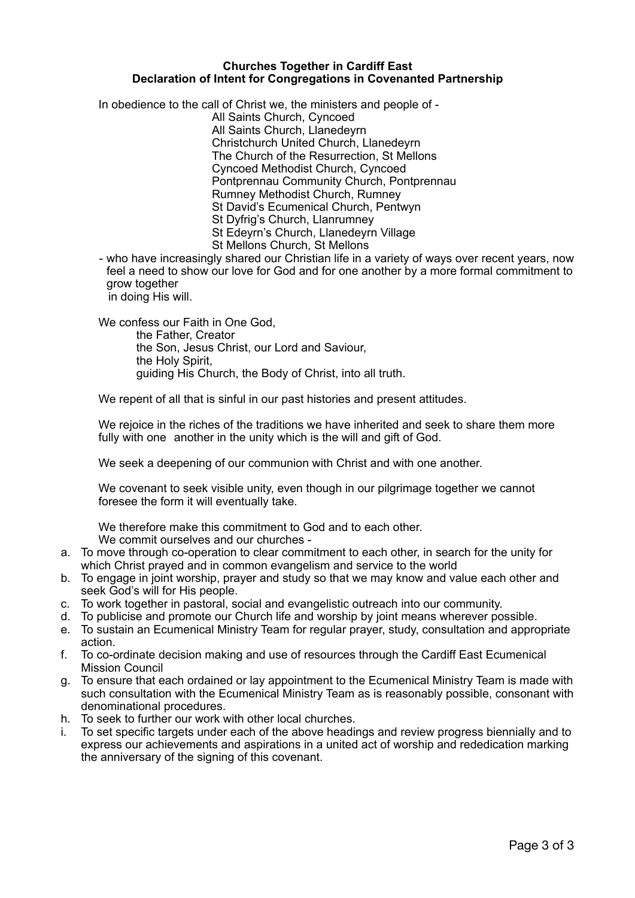**Churches Together in Cardiff East**
**Declaration of Intent for Congregations in Covenanted Partnership**

In obedience to the call of Christ we, the ministers and people of -

All Saints Church, Cyncoed
All Saints Church, Llanedeyrn
Christchurch United Church, Llanedeyrn
The Church of the Resurrection, St Mellons
Cyncoed Methodist Church, Cyncoed
Pontprennau Community Church, Pontprennau
Rumney Methodist Church, Rumney
St David's Ecumenical Church, Pentwyn
St Dyfrig's Church, Llanrumney
St Edeyrn's Church, Llanedeyrn Village
St Mellons Church, St Mellons

- who have increasingly shared our Christian life in a variety of ways over recent years, now feel a need to show our love for God and for one another by a more formal commitment to grow together in doing His will.

We confess our Faith in One God,
the Father, Creator
the Son, Jesus Christ, our Lord and Saviour,
the Holy Spirit,
guiding His Church, the Body of Christ, into all truth.

We repent of all that is sinful in our past histories and present attitudes.

We rejoice in the riches of the traditions we have inherited and seek to share them more fully with one another in the unity which is the will and gift of God.

We seek a deepening of our communion with Christ and with one another.

We covenant to seek visible unity, even though in our pilgrimage together we cannot foresee the form it will eventually take.

We therefore make this commitment to God and to each other.
We commit ourselves and our churches -

a. To move through co-operation to clear commitment to each other, in search for the unity for which Christ prayed and in common evangelism and service to the world
b. To engage in joint worship, prayer and study so that we may know and value each other and seek God's will for His people.
c. To work together in pastoral, social and evangelistic outreach into our community.
d. To publicise and promote our Church life and worship by joint means wherever possible.
e. To sustain an Ecumenical Ministry Team for regular prayer, study, consultation and appropriate action.
f. To co-ordinate decision making and use of resources through the Cardiff East Ecumenical Mission Council
g. To ensure that each ordained or lay appointment to the Ecumenical Ministry Team is made with such consultation with the Ecumenical Ministry Team as is reasonably possible, consonant with denominational procedures.
h. To seek to further our work with other local churches.
i. To set specific targets under each of the above headings and review progress biennially and to express our achievements and aspirations in a united act of worship and rededication marking the anniversary of the signing of this covenant.